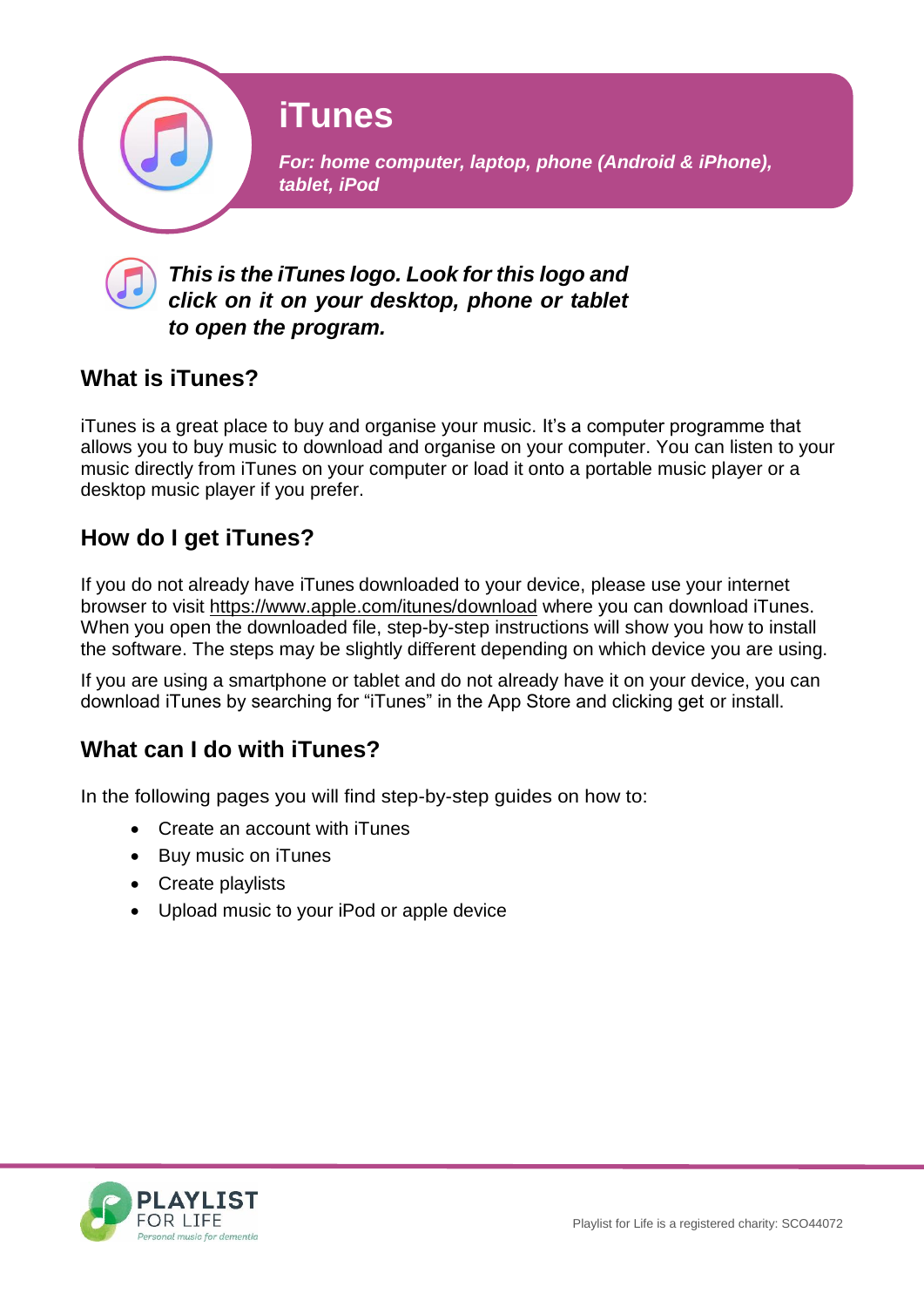# iTunes

***For: home computer, laptop, phone (Android & iPhone), tablet, iPod***

***This is the iTunes logo. Look for this logo and click on it on your desktop, phone or tablet to open the program.***

## What is iTunes?

iTunes is a great place to buy and organise your music. It's a computer programme that allows you to buy music to download and organise on your computer. You can listen to your music directly from iTunes on your computer or load it onto a portable music player or a desktop music player if you prefer.

## How do I get iTunes?

If you do not already have iTunes downloaded to your device, please use your internet browser to visit https://www.apple.com/itunes/download where you can download iTunes. When you open the downloaded file, step-by-step instructions will show you how to install the software. The steps may be slightly different depending on which device you are using.

If you are using a smartphone or tablet and do not already have it on your device, you can download iTunes by searching for "iTunes" in the App Store and clicking get or install.

## What can I do with iTunes?

In the following pages you will find step-by-step guides on how to:

- Create an account with iTunes
- Buy music on iTunes
- Create playlists
- Upload music to your iPod or apple device

PLAYLIST FOR LIFE
*Personal music for dementia*

Playlist for Life is a registered charity: SCO44072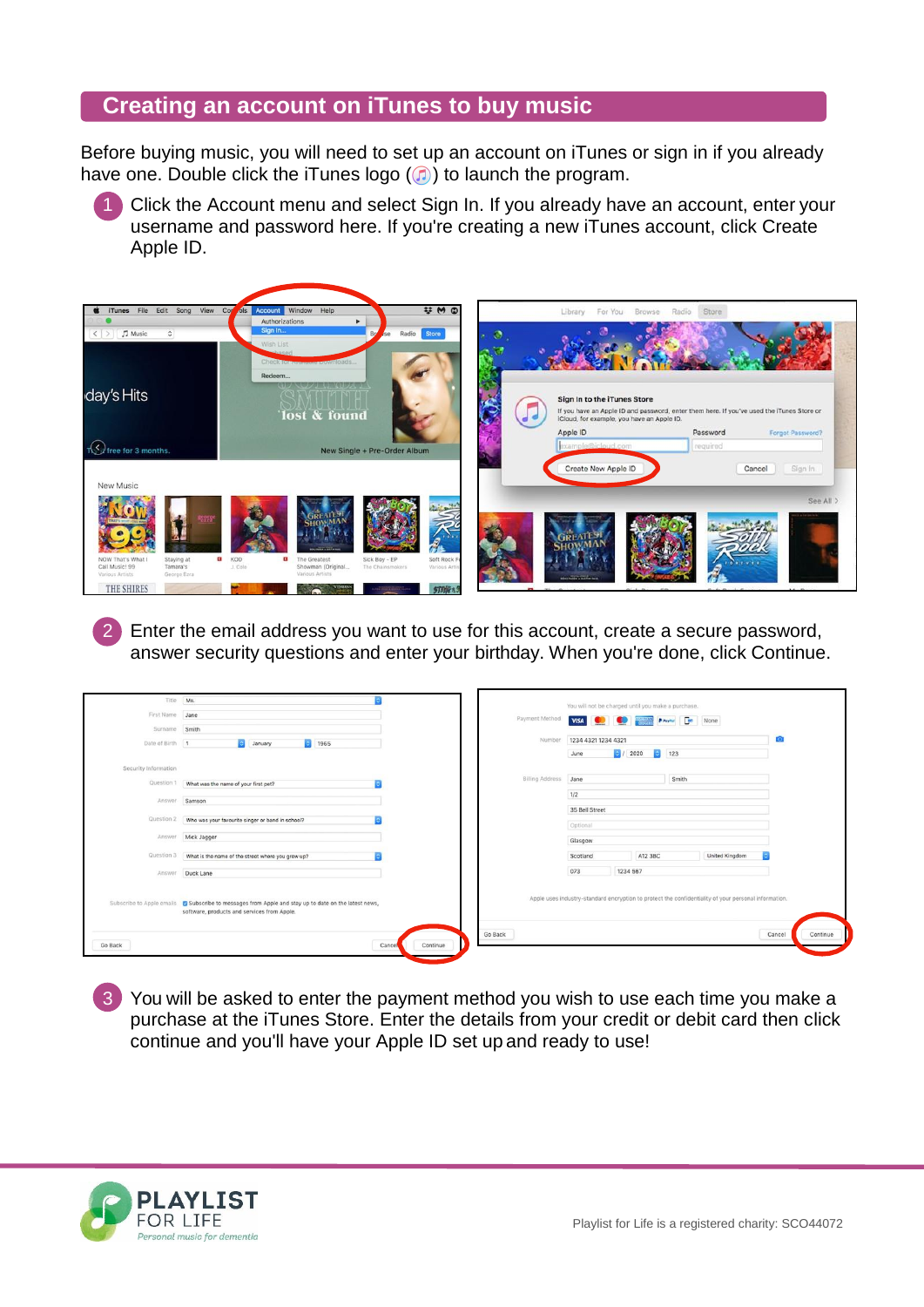## Creating an account on iTunes to buy music

Before buying music, you will need to set up an account on iTunes or sign in if you already have one. Double click the iTunes logo ( ) to launch the program.

1. Click the Account menu and select Sign In. If you already have an account, enter your username and password here. If you're creating a new iTunes account, click Create Apple ID.

2. Enter the email address you want to use for this account, create a secure password, answer security questions and enter your birthday. When you're done, click Continue.

3. You will be asked to enter the payment method you wish to use each time you make a purchase at the iTunes Store. Enter the details from your credit or debit card then click continue and you'll have your Apple ID set up and ready to use!

Playlist for Life is a registered charity: SCO44072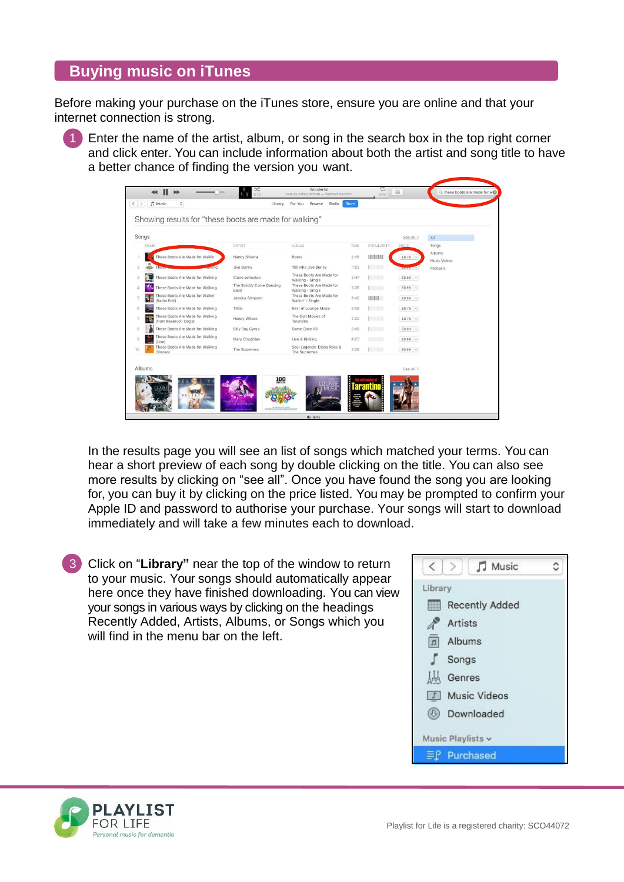## Buying music on iTunes

Before making your purchase on the iTunes store, ensure you are online and that your internet connection is strong.

1. Enter the name of the artist, album, or song in the search box in the top right corner and click enter. You can include information about both the artist and song title to have a better chance of finding the version you want.

In the results page you will see an list of songs which matched your terms. You can hear a short preview of each song by double clicking on the title. You can also see more results by clicking on “see all”. Once you have found the song you are looking for, you can buy it by clicking on the price listed. You may be prompted to confirm your Apple ID and password to authorise your purchase. Your songs will start to download immediately and will take a few minutes each to download.

3. Click on “**Library”** near the top of the window to return to your music. Your songs should automatically appear here once they have finished downloading. You can view your songs in various ways by clicking on the headings Recently Added, Artists, Albums, or Songs which you will find in the menu bar on the left.

Playlist for Life is a registered charity: SCO44072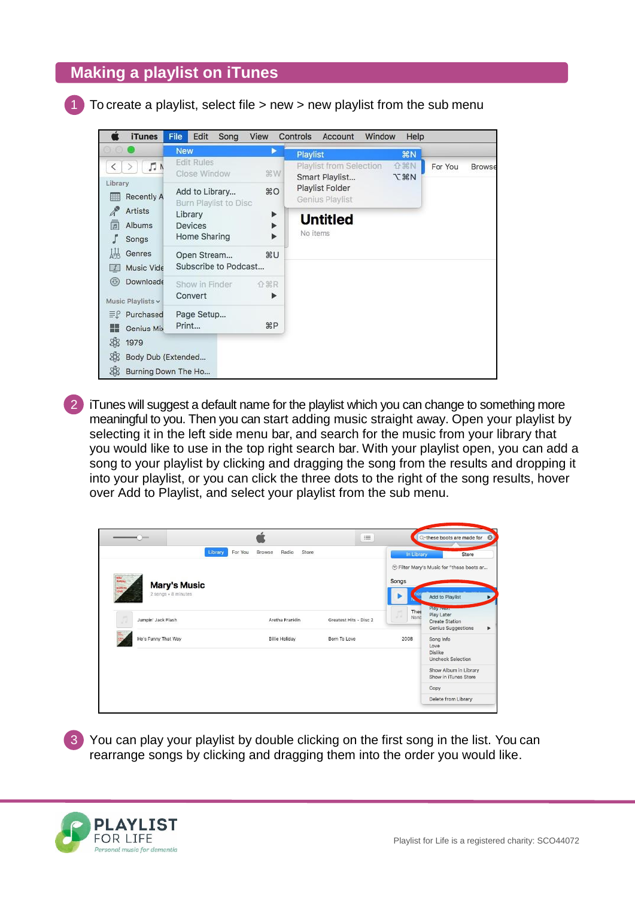## Making a playlist on iTunes

1. To create a playlist, select file > new > new playlist from the sub menu

2. iTunes will suggest a default name for the playlist which you can change to something more meaningful to you. Then you can start adding music straight away. Open your playlist by selecting it in the left side menu bar, and search for the music from your library that you would like to use in the top right search bar. With your playlist open, you can add a song to your playlist by clicking and dragging the song from the results and dropping it into your playlist, or you can click the three dots to the right of the song results, hover over Add to Playlist, and select your playlist from the sub menu.

3. You can play your playlist by double clicking on the first song in the list. You can rearrange songs by clicking and dragging them into the order you would like.

Playlist for Life is a registered charity: SCO44072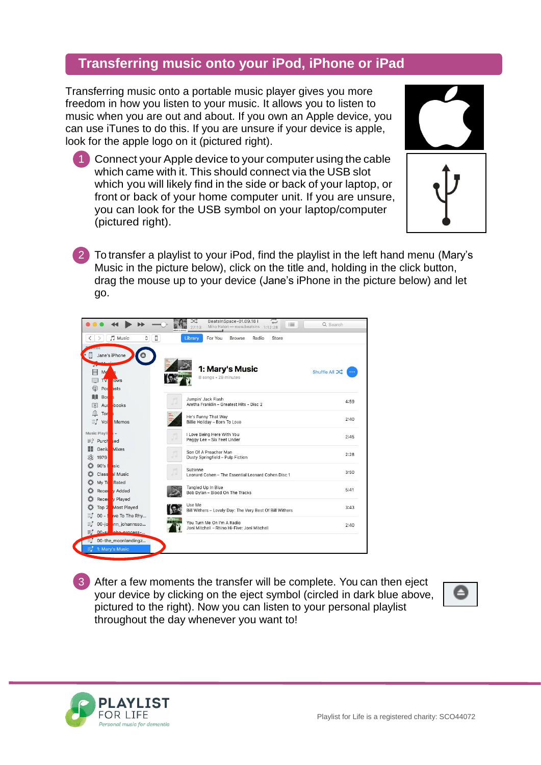## Transferring music onto your iPod, iPhone or iPad

Transferring music onto a portable music player gives you more freedom in how you listen to your music. It allows you to listen to music when you are out and about. If you own an Apple device, you can use iTunes to do this. If you are unsure if your device is apple, look for the apple logo on it (pictured right).

1. Connect your Apple device to your computer using the cable which came with it. This should connect via the USB slot which you will likely find in the side or back of your laptop, or front or back of your home computer unit. If you are unsure, you can look for the USB symbol on your laptop/computer (pictured right).

2. To transfer a playlist to your iPod, find the playlist in the left hand menu (Mary's Music in the picture below), click on the title and, holding in the click button, drag the mouse up to your device (Jane's iPhone in the picture below) and let go.

3. After a few moments the transfer will be complete. You can then eject your device by clicking on the eject symbol (circled in dark blue above, pictured to the right). Now you can listen to your personal playlist throughout the day whenever you want to!

PLAYLIST FOR LIFE
*Personal music for dementia*

Playlist for Life is a registered charity: SCO44072